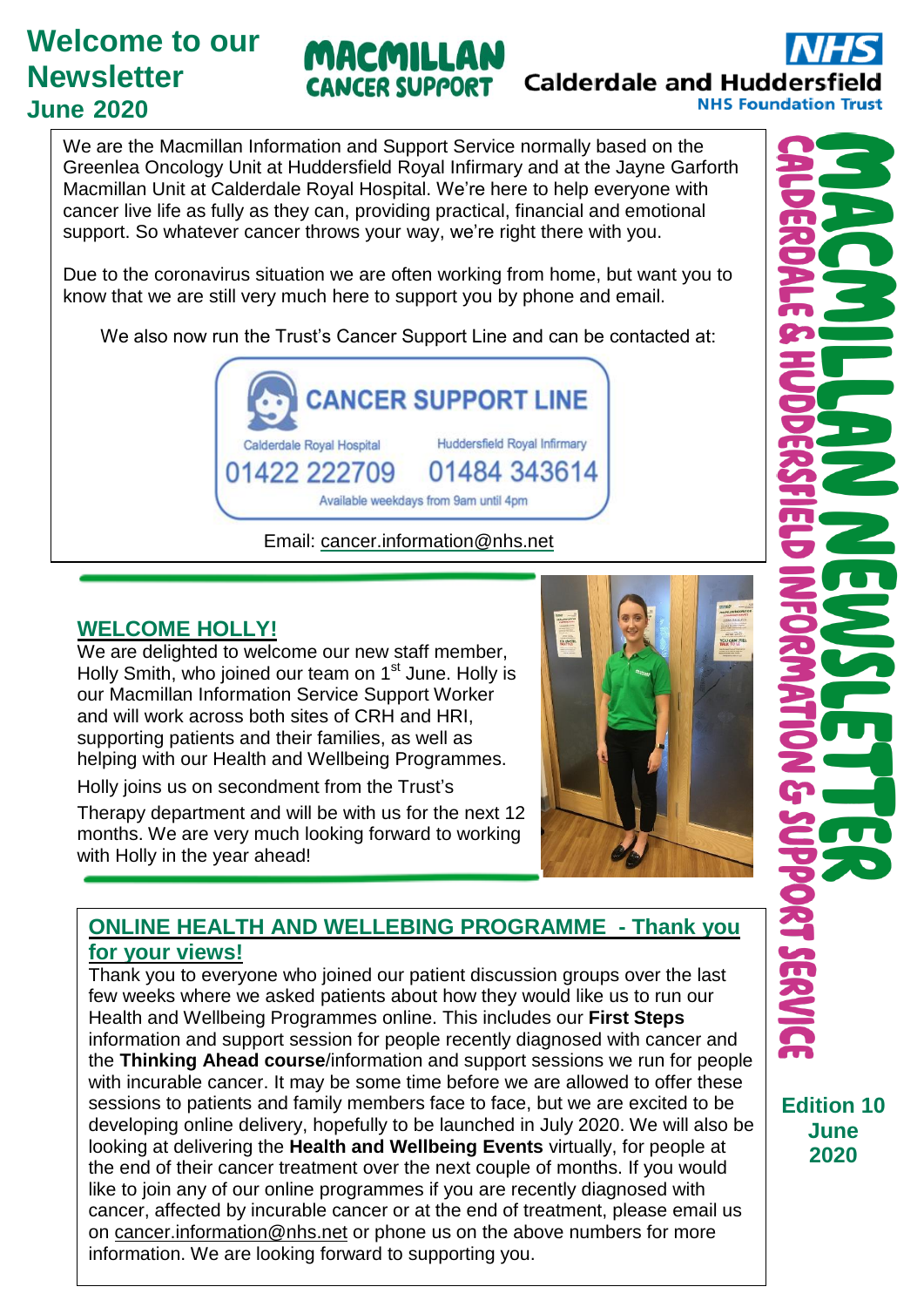# Welcome to our Newsletter
## June 2020

MACMILLAN CANCER SUPPORT

NHS Calderdale and Huddersfield NHS Foundation Trust

We are the Macmillan Information and Support Service normally based on the Greenlea Oncology Unit at Huddersfield Royal Infirmary and at the Jayne Garforth Macmillan Unit at Calderdale Royal Hospital. We're here to help everyone with cancer live life as fully as they can, providing practical, financial and emotional support. So whatever cancer throws your way, we're right there with you.

Due to the coronavirus situation we are often working from home, but want you to know that we are still very much here to support you by phone and email.

We also now run the Trust's Cancer Support Line and can be contacted at:

**CANCER SUPPORT LINE**

Calderdale Royal Hospital: 01422 222709

Huddersfield Royal Infirmary: 01484 343614

Available weekdays from 9am until 4pm

Email: cancer.information@nhs.net

## WELCOME HOLLY!

We are delighted to welcome our new staff member, Holly Smith, who joined our team on 1st June. Holly is our Macmillan Information Service Support Worker and will work across both sites of CRH and HRI, supporting patients and their families, as well as helping with our Health and Wellbeing Programmes.

Holly joins us on secondment from the Trust's Therapy department and will be with us for the next 12 months. We are very much looking forward to working with Holly in the year ahead!

## ONLINE HEALTH AND WELLEBING PROGRAMME - Thank you for your views!

Thank you to everyone who joined our patient discussion groups over the last few weeks where we asked patients about how they would like us to run our Health and Wellbeing Programmes online. This includes our **First Steps** information and support session for people recently diagnosed with cancer and the **Thinking Ahead course**/information and support sessions we run for people with incurable cancer. It may be some time before we are allowed to offer these sessions to patients and family members face to face, but we are excited to be developing online delivery, hopefully to be launched in July 2020. We will also be looking at delivering the **Health and Wellbeing Events** virtually, for people at the end of their cancer treatment over the next couple of months. If you would like to join any of our online programmes if you are recently diagnosed with cancer, affected by incurable cancer or at the end of treatment, please email us on cancer.information@nhs.net or phone us on the above numbers for more information. We are looking forward to supporting you.

MACMILLAN NEWSLETTER

CALDERDALE & HUDDERSFIELD INFORMATION & SUPPORT SERVICE

**Edition 10**
**June 2020**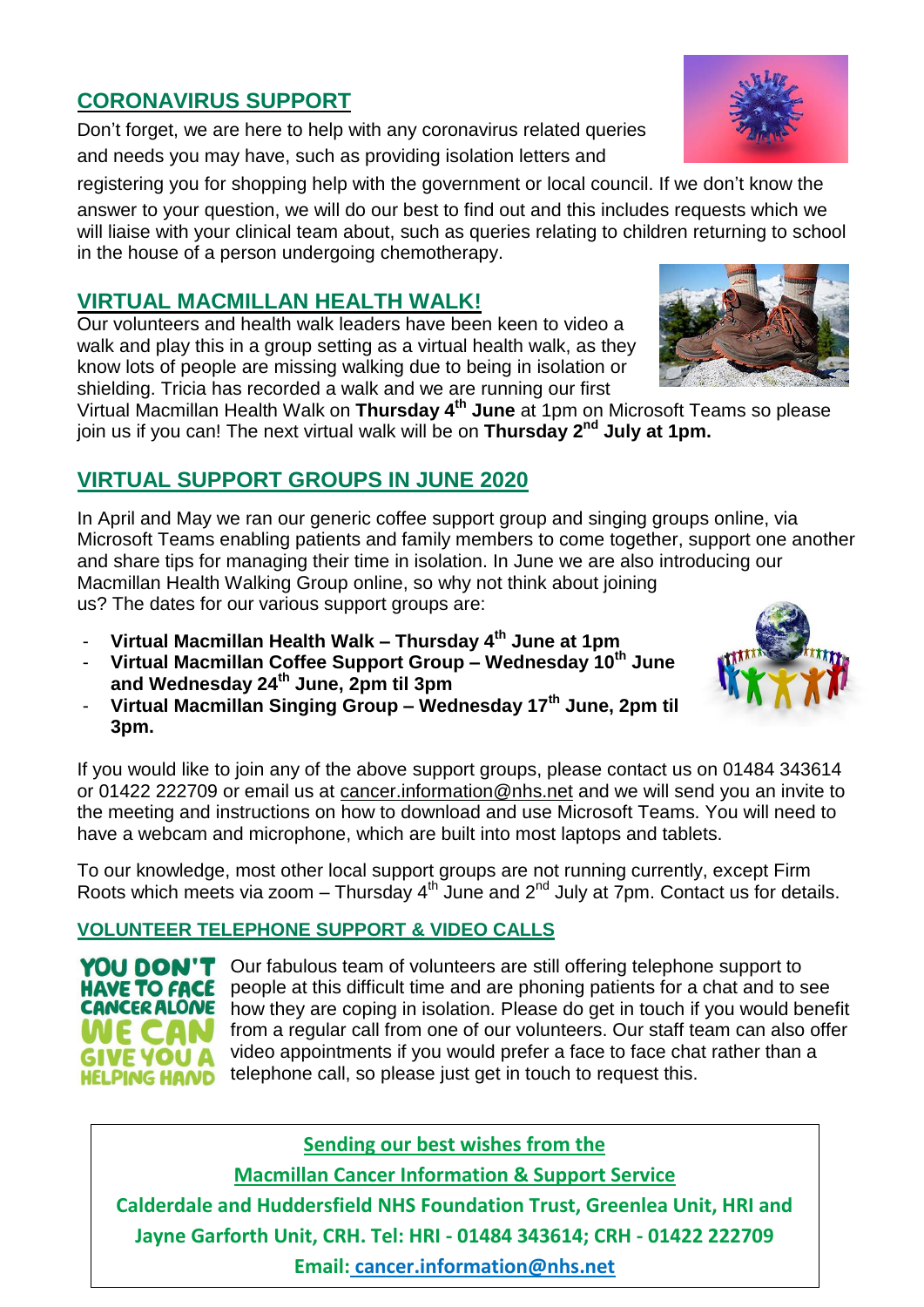## CORONAVIRUS SUPPORT

Don't forget, we are here to help with any coronavirus related queries and needs you may have, such as providing isolation letters and registering you for shopping help with the government or local council. If we don't know the answer to your question, we will do our best to find out and this includes requests which we will liaise with your clinical team about, such as queries relating to children returning to school in the house of a person undergoing chemotherapy.

## VIRTUAL MACMILLAN HEALTH WALK!

Our volunteers and health walk leaders have been keen to video a walk and play this in a group setting as a virtual health walk, as they know lots of people are missing walking due to being in isolation or shielding. Tricia has recorded a walk and we are running our first Virtual Macmillan Health Walk on **Thursday 4th June** at 1pm on Microsoft Teams so please join us if you can! The next virtual walk will be on **Thursday 2nd July at 1pm.**

## VIRTUAL SUPPORT GROUPS IN JUNE 2020

In April and May we ran our generic coffee support group and singing groups online, via Microsoft Teams enabling patients and family members to come together, support one another and share tips for managing their time in isolation. In June we are also introducing our Macmillan Health Walking Group online, so why not think about joining us? The dates for our various support groups are:

- **Virtual Macmillan Health Walk – Thursday 4th June at 1pm**
- **Virtual Macmillan Coffee Support Group – Wednesday 10th June and Wednesday 24th June, 2pm til 3pm**
- **Virtual Macmillan Singing Group – Wednesday 17th June, 2pm til 3pm.**

If you would like to join any of the above support groups, please contact us on 01484 343614 or 01422 222709 or email us at cancer.information@nhs.net and we will send you an invite to the meeting and instructions on how to download and use Microsoft Teams. You will need to have a webcam and microphone, which are built into most laptops and tablets.

To our knowledge, most other local support groups are not running currently, except Firm Roots which meets via zoom – Thursday 4th June and 2nd July at 7pm. Contact us for details.

### VOLUNTEER TELEPHONE SUPPORT & VIDEO CALLS

YOU DON'T HAVE TO FACE CANCER ALONE WE CAN GIVE YOU A HELPING HAND

Our fabulous team of volunteers are still offering telephone support to people at this difficult time and are phoning patients for a chat and to see how they are coping in isolation. Please do get in touch if you would benefit from a regular call from one of our volunteers. Our staff team can also offer video appointments if you would prefer a face to face chat rather than a telephone call, so please just get in touch to request this.

**Sending our best wishes from the**
**Macmillan Cancer Information & Support Service**
**Calderdale and Huddersfield NHS Foundation Trust, Greenlea Unit, HRI and Jayne Garforth Unit, CRH. Tel: HRI - 01484 343614; CRH - 01422 222709**
**Email: cancer.information@nhs.net**